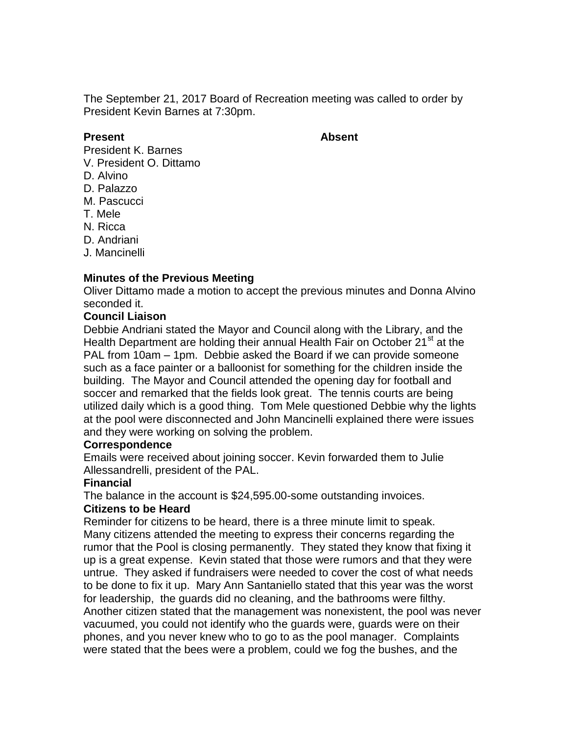The September 21, 2017 Board of Recreation meeting was called to order by President Kevin Barnes at 7:30pm.

| **Present** | **Absent** |
|---|---|
| President K. Barnes | |
| V. President O. Dittamo | |
| D. Alvino | |
| D. Palazzo | |
| M. Pascucci | |
| T. Mele | |
| N. Ricca | |
| D. Andriani | |
| J. Mancinelli | |

**Minutes of the Previous Meeting**

Oliver Dittamo made a motion to accept the previous minutes and Donna Alvino seconded it.

**Council Liaison**

Debbie Andriani stated the Mayor and Council along with the Library, and the Health Department are holding their annual Health Fair on October 21st at the PAL from 10am – 1pm. Debbie asked the Board if we can provide someone such as a face painter or a balloonist for something for the children inside the building. The Mayor and Council attended the opening day for football and soccer and remarked that the fields look great. The tennis courts are being utilized daily which is a good thing. Tom Mele questioned Debbie why the lights at the pool were disconnected and John Mancinelli explained there were issues and they were working on solving the problem.

**Correspondence**

Emails were received about joining soccer. Kevin forwarded them to Julie Allessandrelli, president of the PAL.

**Financial**

The balance in the account is $24,595.00-some outstanding invoices.

**Citizens to be Heard**

Reminder for citizens to be heard, there is a three minute limit to speak. Many citizens attended the meeting to express their concerns regarding the rumor that the Pool is closing permanently. They stated they know that fixing it up is a great expense. Kevin stated that those were rumors and that they were untrue. They asked if fundraisers were needed to cover the cost of what needs to be done to fix it up. Mary Ann Santaniello stated that this year was the worst for leadership, the guards did no cleaning, and the bathrooms were filthy. Another citizen stated that the management was nonexistent, the pool was never vacuumed, you could not identify who the guards were, guards were on their phones, and you never knew who to go to as the pool manager. Complaints were stated that the bees were a problem, could we fog the bushes, and the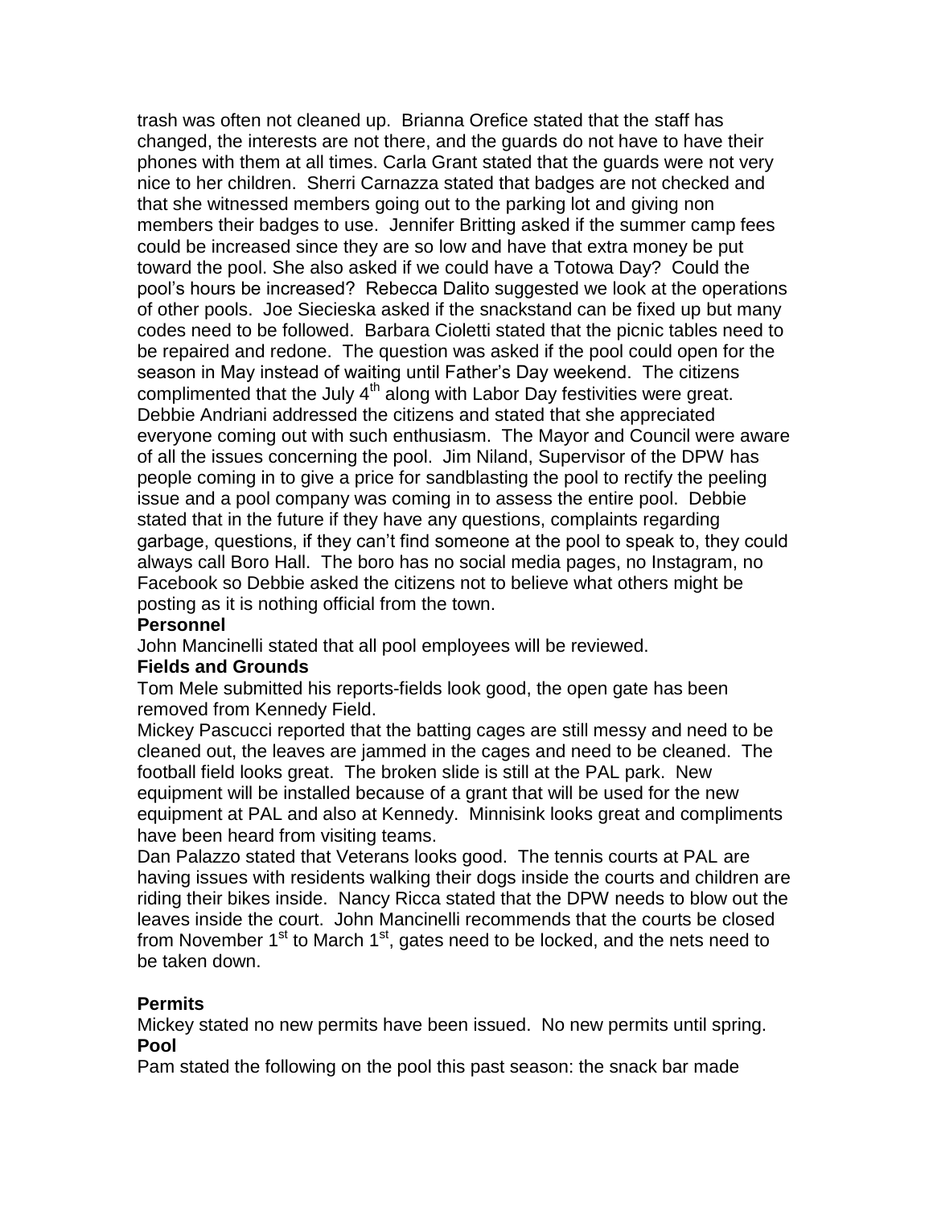trash was often not cleaned up. Brianna Orefice stated that the staff has changed, the interests are not there, and the guards do not have to have their phones with them at all times. Carla Grant stated that the guards were not very nice to her children. Sherri Carnazza stated that badges are not checked and that she witnessed members going out to the parking lot and giving non members their badges to use. Jennifer Britting asked if the summer camp fees could be increased since they are so low and have that extra money be put toward the pool. She also asked if we could have a Totowa Day? Could the pool's hours be increased? Rebecca Dalito suggested we look at the operations of other pools. Joe Siecieska asked if the snackstand can be fixed up but many codes need to be followed. Barbara Cioletti stated that the picnic tables need to be repaired and redone. The question was asked if the pool could open for the season in May instead of waiting until Father's Day weekend. The citizens complimented that the July 4th along with Labor Day festivities were great. Debbie Andriani addressed the citizens and stated that she appreciated everyone coming out with such enthusiasm. The Mayor and Council were aware of all the issues concerning the pool. Jim Niland, Supervisor of the DPW has people coming in to give a price for sandblasting the pool to rectify the peeling issue and a pool company was coming in to assess the entire pool. Debbie stated that in the future if they have any questions, complaints regarding garbage, questions, if they can't find someone at the pool to speak to, they could always call Boro Hall. The boro has no social media pages, no Instagram, no Facebook so Debbie asked the citizens not to believe what others might be posting as it is nothing official from the town.

**Personnel**

John Mancinelli stated that all pool employees will be reviewed.

**Fields and Grounds**

Tom Mele submitted his reports-fields look good, the open gate has been removed from Kennedy Field.

Mickey Pascucci reported that the batting cages are still messy and need to be cleaned out, the leaves are jammed in the cages and need to be cleaned. The football field looks great. The broken slide is still at the PAL park. New equipment will be installed because of a grant that will be used for the new equipment at PAL and also at Kennedy. Minnisink looks great and compliments have been heard from visiting teams.

Dan Palazzo stated that Veterans looks good. The tennis courts at PAL are having issues with residents walking their dogs inside the courts and children are riding their bikes inside. Nancy Ricca stated that the DPW needs to blow out the leaves inside the court. John Mancinelli recommends that the courts be closed from November 1st to March 1st, gates need to be locked, and the nets need to be taken down.

**Permits**

Mickey stated no new permits have been issued. No new permits until spring.

**Pool**

Pam stated the following on the pool this past season: the snack bar made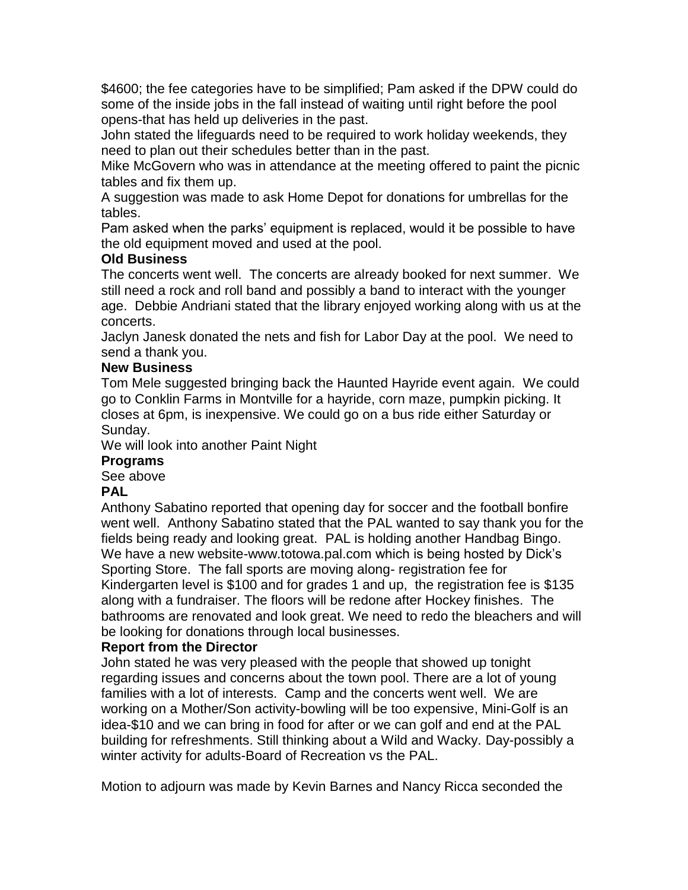$4600; the fee categories have to be simplified; Pam asked if the DPW could do some of the inside jobs in the fall instead of waiting until right before the pool opens-that has held up deliveries in the past.

John stated the lifeguards need to be required to work holiday weekends, they need to plan out their schedules better than in the past.

Mike McGovern who was in attendance at the meeting offered to paint the picnic tables and fix them up.

A suggestion was made to ask Home Depot for donations for umbrellas for the tables.

Pam asked when the parks' equipment is replaced, would it be possible to have the old equipment moved and used at the pool.

**Old Business**

The concerts went well. The concerts are already booked for next summer. We still need a rock and roll band and possibly a band to interact with the younger age. Debbie Andriani stated that the library enjoyed working along with us at the concerts.

Jaclyn Janesk donated the nets and fish for Labor Day at the pool. We need to send a thank you.

**New Business**

Tom Mele suggested bringing back the Haunted Hayride event again. We could go to Conklin Farms in Montville for a hayride, corn maze, pumpkin picking. It closes at 6pm, is inexpensive. We could go on a bus ride either Saturday or Sunday.

We will look into another Paint Night

**Programs**

See above

**PAL**

Anthony Sabatino reported that opening day for soccer and the football bonfire went well. Anthony Sabatino stated that the PAL wanted to say thank you for the fields being ready and looking great. PAL is holding another Handbag Bingo. We have a new website-www.totowa.pal.com which is being hosted by Dick's Sporting Store. The fall sports are moving along- registration fee for Kindergarten level is $100 and for grades 1 and up, the registration fee is $135 along with a fundraiser. The floors will be redone after Hockey finishes. The bathrooms are renovated and look great. We need to redo the bleachers and will be looking for donations through local businesses.

**Report from the Director**

John stated he was very pleased with the people that showed up tonight regarding issues and concerns about the town pool. There are a lot of young families with a lot of interests. Camp and the concerts went well. We are working on a Mother/Son activity-bowling will be too expensive, Mini-Golf is an idea-$10 and we can bring in food for after or we can golf and end at the PAL building for refreshments. Still thinking about a Wild and Wacky. Day-possibly a winter activity for adults-Board of Recreation vs the PAL.

Motion to adjourn was made by Kevin Barnes and Nancy Ricca seconded the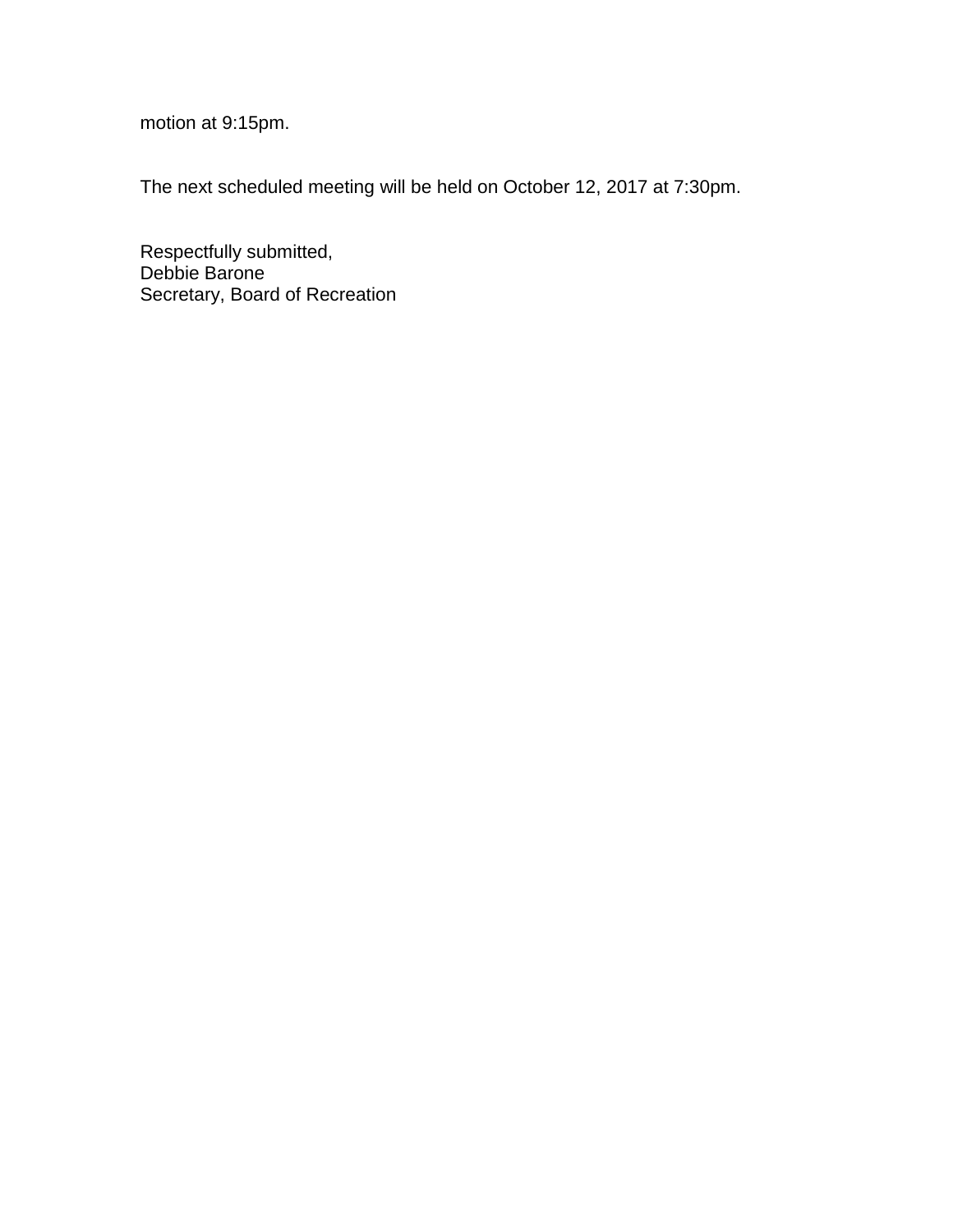motion at 9:15pm.

The next scheduled meeting will be held on October 12, 2017 at 7:30pm.

Respectfully submitted,
Debbie Barone
Secretary, Board of Recreation